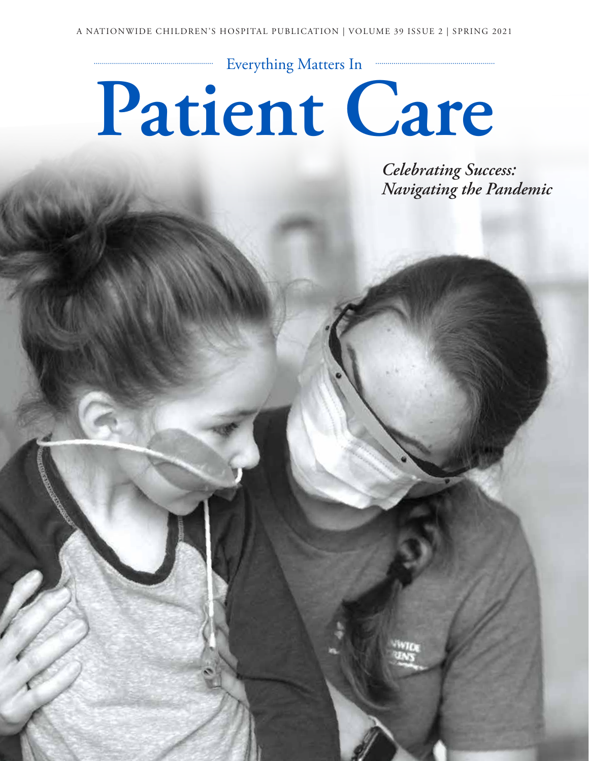A NATIONWIDE CHILDREN'S HOSPITAL PUBLICATION | VOLUME 39 ISSUE 2 | SPRING 2021

Everything Matters In

# Patient Care

*Celebrating Success: Navigating the Pandemic*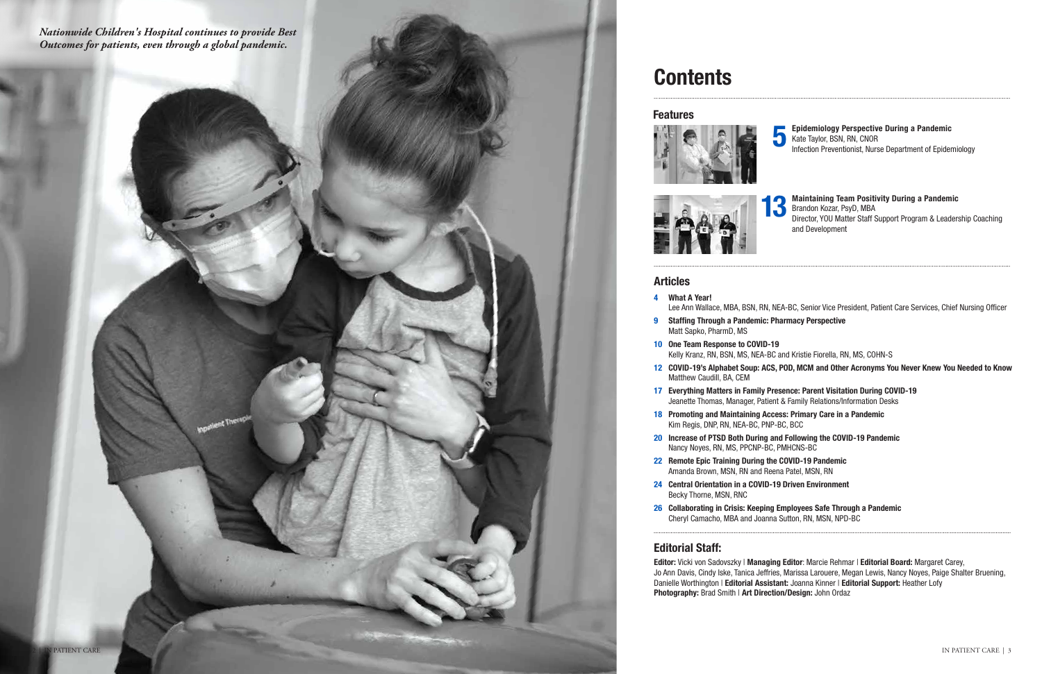*Nationwide Children's Hospital continues to provide Best Outcomes for patients, even through a global pandemic.*

# Contents

## Features

**5** **Epidemiology Perspective During a Pandemic**
Kate Taylor, BSN, RN, CNOR
Infection Preventionist, Nurse Department of Epidemiology

**13** **Maintaining Team Positivity During a Pandemic**
Brandon Kozar, PsyD, MBA
Director, YOU Matter Staff Support Program & Leadership Coaching and Development

## Articles

**4** **What A Year!**
Lee Ann Wallace, MBA, BSN, RN, NEA-BC, Senior Vice President, Patient Care Services, Chief Nursing Officer

**9** **Staffing Through a Pandemic: Pharmacy Perspective**
Matt Sapko, PharmD, MS

**10** **One Team Response to COVID-19**
Kelly Kranz, RN, BSN, MS, NEA-BC and Kristie Fiorella, RN, MS, COHN-S

**12** **COVID-19's Alphabet Soup: ACS, POD, MCM and Other Acronyms You Never Knew You Needed to Know**
Matthew Caudill, BA, CEM

**17** **Everything Matters in Family Presence: Parent Visitation During COVID-19**
Jeanette Thomas, Manager, Patient & Family Relations/Information Desks

**18** **Promoting and Maintaining Access: Primary Care in a Pandemic**
Kim Regis, DNP, RN, NEA-BC, PNP-BC, BCC

**20** **Increase of PTSD Both During and Following the COVID-19 Pandemic**
Nancy Noyes, RN, MS, PPCNP-BC, PMHCNS-BC

**22** **Remote Epic Training During the COVID-19 Pandemic**
Amanda Brown, MSN, RN and Reena Patel, MSN, RN

**24** **Central Orientation in a COVID-19 Driven Environment**
Becky Thorne, MSN, RNC

**26** **Collaborating in Crisis: Keeping Employees Safe Through a Pandemic**
Cheryl Camacho, MBA and Joanna Sutton, RN, MSN, NPD-BC

## Editorial Staff:

**Editor:** Vicki von Sadovszky | **Managing Editor**: Marcie Rehmar | **Editorial Board:** Margaret Carey, Jo Ann Davis, Cindy Iske, Tanica Jeffries, Marissa Larouere, Megan Lewis, Nancy Noyes, Paige Shalter Bruening, Danielle Worthington | **Editorial Assistant:** Joanna Kinner | **Editorial Support:** Heather Lofy
**Photography:** Brad Smith | **Art Direction/Design:** John Ordaz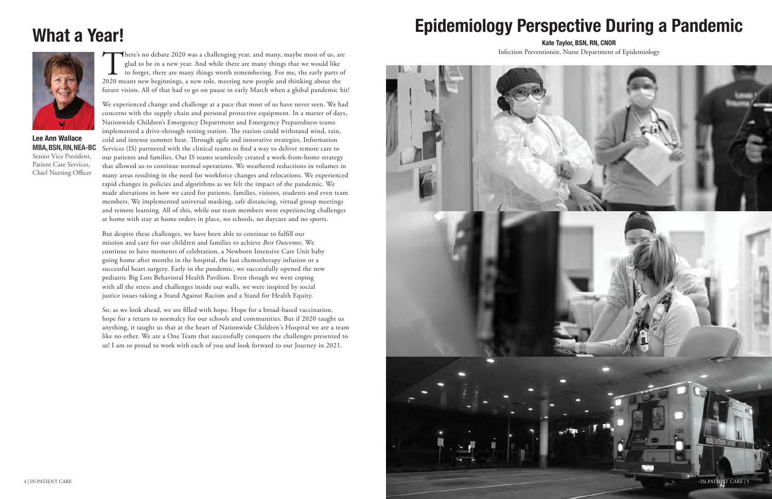# What a Year!

**Lee Ann Wallace**
**MBA, BSN, RN, NEA-BC**
Senior Vice President,
Patient Care Services,
Chief Nursing Officer

There's no debate 2020 was a challenging year, and many, maybe most of us, are glad to be in a new year. And while there are many things that we would like to forget, there are many things worth remembering. For me, the early parts of 2020 meant new beginnings, a new role, meeting new people and thinking about the future vision. All of that had to go on pause in early March when a global pandemic hit!

We experienced change and challenge at a pace that most of us have never seen. We had concerns with the supply chain and personal protective equipment. In a matter of days, Nationwide Children's Emergency Department and Emergency Preparedness teams implemented a drive-through testing station. The station could withstand wind, rain, cold and intense summer heat. Through agile and innovative strategies, Information Services (IS) partnered with the clinical teams to find a way to deliver remote care to our patients and families. Our IS teams seamlessly created a work-from-home strategy that allowed us to continue normal operations. We weathered reductions in volumes in many areas resulting in the need for workforce changes and relocations. We experienced rapid changes in policies and algorithms as we felt the impact of the pandemic. We made alterations in how we cared for patients, families, visitors, students and even team members. We implemented universal masking, safe distancing, virtual group meetings and remote learning. All of this, while our team members were experiencing challenges at home with stay at home orders in place, no schools, no daycare and no sports.

But despite these challenges, we have been able to continue to fulfill our mission and care for our children and families to achieve *Best Outcomes*. We continue to have moments of celebration, a Newborn Intensive Care Unit baby going home after months in the hospital, the last chemotherapy infusion or a successful heart surgery. Early in the pandemic, we successfully opened the new pediatric Big Lots Behavioral Health Pavilion. Even though we were coping with all the stress and challenges inside our walls, we were inspired by social justice issues taking a Stand Against Racism and a Stand for Health Equity.

So, as we look ahead, we are filled with hope. Hope for a broad-based vaccination, hope for a return to normalcy for our schools and communities. But if 2020 taught us anything, it taught us that at the heart of Nationwide Children's Hospital we are a team like no other. We are a One Team that successfully conquers the challenges presented to us! I am so proud to work with each of you and look forward to our Journey in 2021.

# Epidemiology Perspective During a Pandemic

**Kate Taylor, BSN, RN, CNOR**
Infection Preventionist, Nurse Department of Epidemiology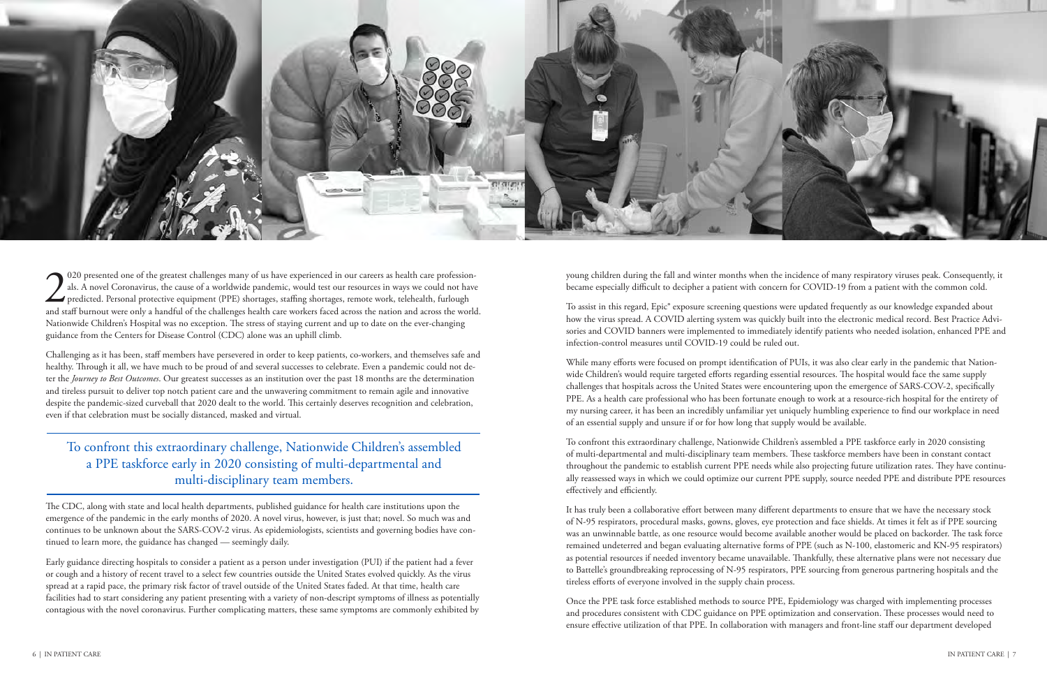2020 presented one of the greatest challenges many of us have experienced in our careers as health care professionals. A novel Coronavirus, the cause of a worldwide pandemic, would test our resources in ways we could not have predicted. Personal protective equipment (PPE) shortages, staffing shortages, remote work, telehealth, furlough and staff burnout were only a handful of the challenges health care workers faced across the nation and across the world. Nationwide Children's Hospital was no exception. The stress of staying current and up to date on the ever-changing guidance from the Centers for Disease Control (CDC) alone was an uphill climb.

Challenging as it has been, staff members have persevered in order to keep patients, co-workers, and themselves safe and healthy. Through it all, we have much to be proud of and several successes to celebrate. Even a pandemic could not deter the *Journey to Best Outcomes*. Our greatest successes as an institution over the past 18 months are the determination and tireless pursuit to deliver top notch patient care and the unwavering commitment to remain agile and innovative despite the pandemic-sized curveball that 2020 dealt to the world. This certainly deserves recognition and celebration, even if that celebration must be socially distanced, masked and virtual.

> To confront this extraordinary challenge, Nationwide Children's assembled a PPE taskforce early in 2020 consisting of multi-departmental and multi-disciplinary team members.

The CDC, along with state and local health departments, published guidance for health care institutions upon the emergence of the pandemic in the early months of 2020. A novel virus, however, is just that; novel. So much was and continues to be unknown about the SARS-COV-2 virus. As epidemiologists, scientists and governing bodies have continued to learn more, the guidance has changed — seemingly daily.

Early guidance directing hospitals to consider a patient as a person under investigation (PUI) if the patient had a fever or cough and a history of recent travel to a select few countries outside the United States evolved quickly. As the virus spread at a rapid pace, the primary risk factor of travel outside of the United States faded. At that time, health care facilities had to start considering any patient presenting with a variety of non-descript symptoms of illness as potentially contagious with the novel coronavirus. Further complicating matters, these same symptoms are commonly exhibited by young children during the fall and winter months when the incidence of many respiratory viruses peak. Consequently, it became especially difficult to decipher a patient with concern for COVID-19 from a patient with the common cold.

To assist in this regard, Epic® exposure screening questions were updated frequently as our knowledge expanded about how the virus spread. A COVID alerting system was quickly built into the electronic medical record. Best Practice Advisories and COVID banners were implemented to immediately identify patients who needed isolation, enhanced PPE and infection-control measures until COVID-19 could be ruled out.

While many efforts were focused on prompt identification of PUIs, it was also clear early in the pandemic that Nationwide Children's would require targeted efforts regarding essential resources. The hospital would face the same supply challenges that hospitals across the United States were encountering upon the emergence of SARS-COV-2, specifically PPE. As a health care professional who has been fortunate enough to work at a resource-rich hospital for the entirety of my nursing career, it has been an incredibly unfamiliar yet uniquely humbling experience to find our workplace in need of an essential supply and unsure if or for how long that supply would be available.

To confront this extraordinary challenge, Nationwide Children's assembled a PPE taskforce early in 2020 consisting of multi-departmental and multi-disciplinary team members. These taskforce members have been in constant contact throughout the pandemic to establish current PPE needs while also projecting future utilization rates. They have continually reassessed ways in which we could optimize our current PPE supply, source needed PPE and distribute PPE resources effectively and efficiently.

It has truly been a collaborative effort between many different departments to ensure that we have the necessary stock of N-95 respirators, procedural masks, gowns, gloves, eye protection and face shields. At times it felt as if PPE sourcing was an unwinnable battle, as one resource would become available another would be placed on backorder. The task force remained undeterred and began evaluating alternative forms of PPE (such as N-100, elastomeric and KN-95 respirators) as potential resources if needed inventory became unavailable. Thankfully, these alternative plans were not necessary due to Battelle's groundbreaking reprocessing of N-95 respirators, PPE sourcing from generous partnering hospitals and the tireless efforts of everyone involved in the supply chain process.

Once the PPE task force established methods to source PPE, Epidemiology was charged with implementing processes and procedures consistent with CDC guidance on PPE optimization and conservation. These processes would need to ensure effective utilization of that PPE. In collaboration with managers and front-line staff our department developed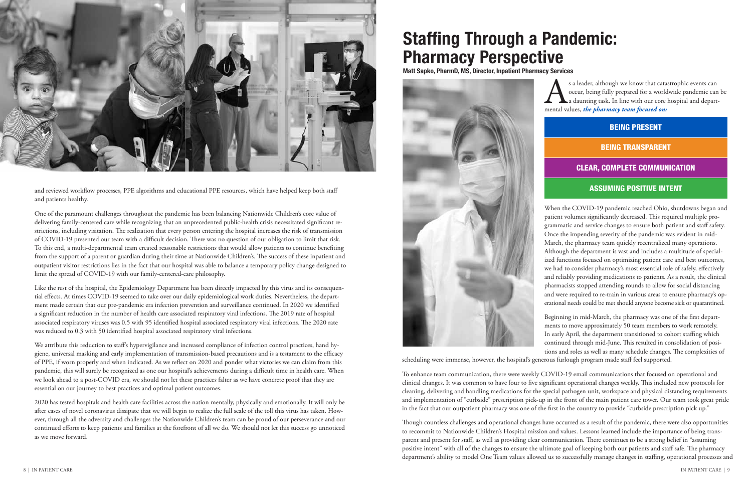and reviewed workflow processes, PPE algorithms and educational PPE resources, which have helped keep both staff and patients healthy.

One of the paramount challenges throughout the pandemic has been balancing Nationwide Children's core value of delivering family-centered care while recognizing that an unprecedented public-health crisis necessitated significant restrictions, including visitation. The realization that every person entering the hospital increases the risk of transmission of COVID-19 presented our team with a difficult decision. There was no question of our obligation to limit that risk. To this end, a multi-departmental team created reasonable restrictions that would allow patients to continue benefiting from the support of a parent or guardian during their time at Nationwide Children's. The success of these inpatient and outpatient visitor restrictions lies in the fact that our hospital was able to balance a temporary policy change designed to limit the spread of COVID-19 with our family-centered-care philosophy.

Like the rest of the hospital, the Epidemiology Department has been directly impacted by this virus and its consequential effects. At times COVID-19 seemed to take over our daily epidemiological work duties. Nevertheless, the department made certain that our pre-pandemic era infection prevention and surveillance continued. In 2020 we identified a significant reduction in the number of health care associated respiratory viral infections. The 2019 rate of hospital associated respiratory viruses was 0.5 with 95 identified hospital associated respiratory viral infections. The 2020 rate was reduced to 0.3 with 50 identified hospital associated respiratory viral infections.

We attribute this reduction to staff's hypervigilance and increased compliance of infection control practices, hand hygiene, universal masking and early implementation of transmission-based precautions and is a testament to the efficacy of PPE, if worn properly and when indicated. As we reflect on 2020 and ponder what victories we can claim from this pandemic, this will surely be recognized as one our hospital's achievements during a difficult time in health care. When we look ahead to a post-COVID era, we should not let these practices falter as we have concrete proof that they are essential on our journey to best practices and optimal patient outcomes.

2020 has tested hospitals and health care facilities across the nation mentally, physically and emotionally. It will only be after cases of novel coronavirus dissipate that we will begin to realize the full scale of the toll this virus has taken. However, through all the adversity and challenges the Nationwide Children's team can be proud of our perseverance and our continued efforts to keep patients and families at the forefront of all we do. We should not let this success go unnoticed as we move forward.

# Staffing Through a Pandemic: Pharmacy Perspective

**Matt Sapko, PharmD, MS, Director, Inpatient Pharmacy Services**

As a leader, although we know that catastrophic events can occur, being fully prepared for a worldwide pandemic can be a daunting task. In line with our core hospital and departmental values, ***the pharmacy team focused on:***

- **BEING PRESENT**
- **BEING TRANSPARENT**
- **CLEAR, COMPLETE COMMUNICATION**
- **ASSUMING POSITIVE INTENT**

When the COVID-19 pandemic reached Ohio, shutdowns began and patient volumes significantly decreased. This required multiple programmatic and service changes to ensure both patient and staff safety. Once the impending severity of the pandemic was evident in mid-March, the pharmacy team quickly recentralized many operations. Although the department is vast and includes a multitude of specialized functions focused on optimizing patient care and best outcomes, we had to consider pharmacy's most essential role of safely, effectively and reliably providing medications to patients. As a result, the clinical pharmacists stopped attending rounds to allow for social distancing and were required to re-train in various areas to ensure pharmacy's operational needs could be met should anyone become sick or quarantined.

Beginning in mid-March, the pharmacy was one of the first departments to move approximately 50 team members to work remotely. In early April, the department transitioned to cohort staffing which continued through mid-June. This resulted in consolidation of positions and roles as well as many schedule changes. The complexities of scheduling were immense, however, the hospital's generous furlough program made staff feel supported.

To enhance team communication, there were weekly COVID-19 email communications that focused on operational and clinical changes. It was common to have four to five significant operational changes weekly. This included new protocols for cleaning, delivering and handling medications for the special pathogen unit, workspace and physical distancing requirements and implementation of "curbside" prescription pick-up in the front of the main patient care tower. Our team took great pride in the fact that our outpatient pharmacy was one of the first in the country to provide "curbside prescription pick up."

Though countless challenges and operational changes have occurred as a result of the pandemic, there were also opportunities to recommit to Nationwide Children's Hospital mission and values. Lessons learned include the importance of being transparent and present for staff, as well as providing clear communication. There continues to be a strong belief in "assuming positive intent" with all of the changes to ensure the ultimate goal of keeping both our patients and staff safe. The pharmacy department's ability to model One Team values allowed us to successfully manage changes in staffing, operational processes and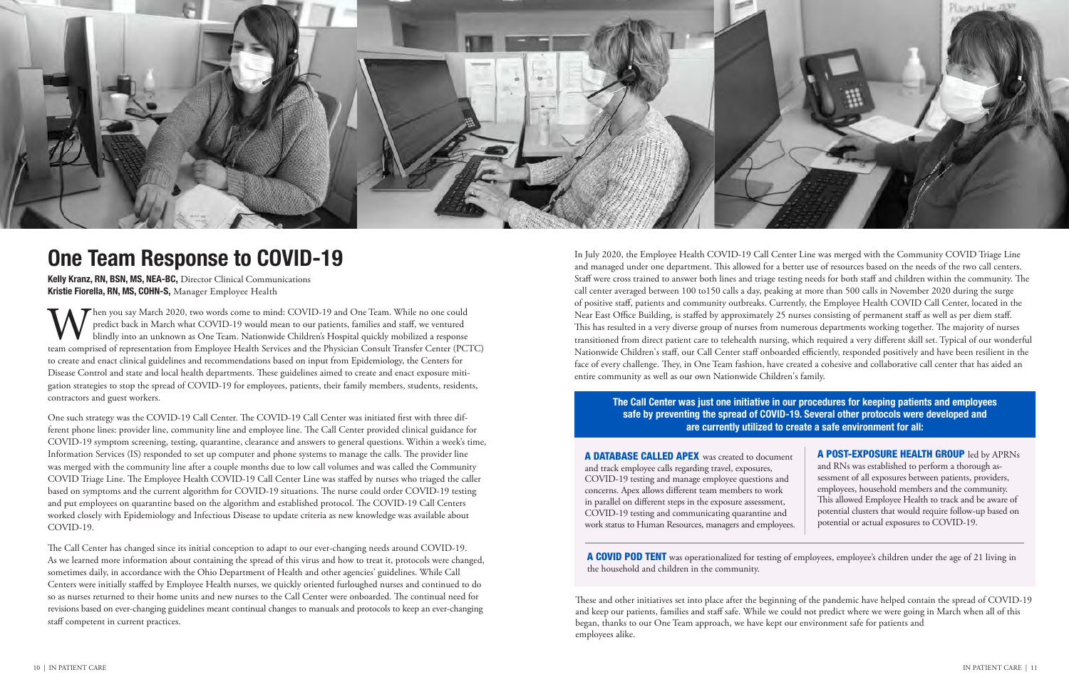# One Team Response to COVID-19

**Kelly Kranz, RN, BSN, MS, NEA-BC,** Director Clinical Communications
**Kristie Fiorella, RN, MS, COHN-S,** Manager Employee Health

When you say March 2020, two words come to mind: COVID-19 and One Team. While no one could predict back in March what COVID-19 would mean to our patients, families and staff, we ventured blindly into an unknown as One Team. Nationwide Children's Hospital quickly mobilized a response team comprised of representation from Employee Health Services and the Physician Consult Transfer Center (PCTC) to create and enact clinical guidelines and recommendations based on input from Epidemiology, the Centers for Disease Control and state and local health departments. These guidelines aimed to create and enact exposure mitigation strategies to stop the spread of COVID-19 for employees, patients, their family members, students, residents, contractors and guest workers.

One such strategy was the COVID-19 Call Center. The COVID-19 Call Center was initiated first with three different phone lines: provider line, community line and employee line. The Call Center provided clinical guidance for COVID-19 symptom screening, testing, quarantine, clearance and answers to general questions. Within a week's time, Information Services (IS) responded to set up computer and phone systems to manage the calls. The provider line was merged with the community line after a couple months due to low call volumes and was called the Community COVID Triage Line. The Employee Health COVID-19 Call Center Line was staffed by nurses who triaged the caller based on symptoms and the current algorithm for COVID-19 situations. The nurse could order COVID-19 testing and put employees on quarantine based on the algorithm and established protocol. The COVID-19 Call Centers worked closely with Epidemiology and Infectious Disease to update criteria as new knowledge was available about COVID-19.

The Call Center has changed since its initial conception to adapt to our ever-changing needs around COVID-19. As we learned more information about containing the spread of this virus and how to treat it, protocols were changed, sometimes daily, in accordance with the Ohio Department of Health and other agencies' guidelines. While Call Centers were initially staffed by Employee Health nurses, we quickly oriented furloughed nurses and continued to do so as nurses returned to their home units and new nurses to the Call Center were onboarded. The continual need for revisions based on ever-changing guidelines meant continual changes to manuals and protocols to keep an ever-changing staff competent in current practices.

In July 2020, the Employee Health COVID-19 Call Center Line was merged with the Community COVID Triage Line and managed under one department. This allowed for a better use of resources based on the needs of the two call centers. Staff were cross trained to answer both lines and triage testing needs for both staff and children within the community. The call center averaged between 100 to150 calls a day, peaking at more than 500 calls in November 2020 during the surge of positive staff, patients and community outbreaks. Currently, the Employee Health COVID Call Center, located in the Near East Office Building, is staffed by approximately 25 nurses consisting of permanent staff as well as per diem staff. This has resulted in a very diverse group of nurses from numerous departments working together. The majority of nurses transitioned from direct patient care to telehealth nursing, which required a very different skill set. Typical of our wonderful Nationwide Children's staff, our Call Center staff onboarded efficiently, responded positively and have been resilient in the face of every challenge. They, in One Team fashion, have created a cohesive and collaborative call center that has aided an entire community as well as our own Nationwide Children's family.

**The Call Center was just one initiative in our procedures for keeping patients and employees safe by preventing the spread of COVID-19. Several other protocols were developed and are currently utilized to create a safe environment for all:**

**A DATABASE CALLED APEX** was created to document and track employee calls regarding travel, exposures, COVID-19 testing and manage employee questions and concerns. Apex allows different team members to work in parallel on different steps in the exposure assessment, COVID-19 testing and communicating quarantine and work status to Human Resources, managers and employees.

**A POST-EXPOSURE HEALTH GROUP** led by APRNs and RNs was established to perform a thorough assessment of all exposures between patients, providers, employees, household members and the community. This allowed Employee Health to track and be aware of potential clusters that would require follow-up based on potential or actual exposures to COVID-19.

**A COVID POD TENT** was operationalized for testing of employees, employee's children under the age of 21 living in the household and children in the community.

These and other initiatives set into place after the beginning of the pandemic have helped contain the spread of COVID-19 and keep our patients, families and staff safe. While we could not predict where we were going in March when all of this began, thanks to our One Team approach, we have kept our environment safe for patients and employees alike.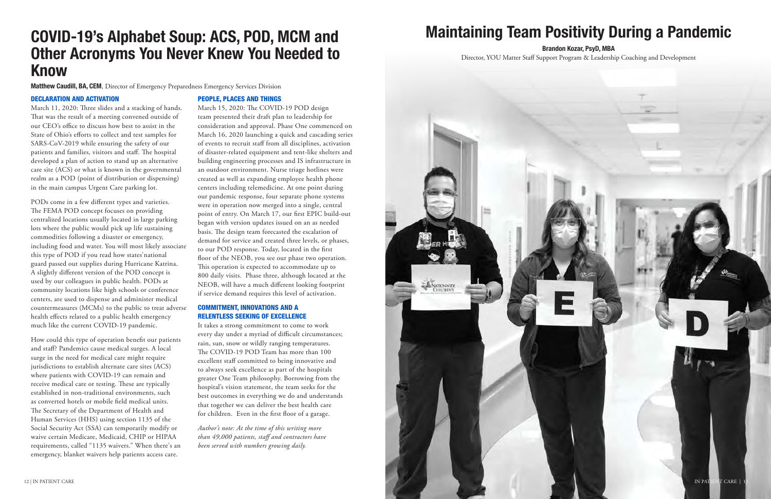# COVID-19's Alphabet Soup: ACS, POD, MCM and Other Acronyms You Never Knew You Needed to Know

**Matthew Caudill, BA, CEM**, Director of Emergency Preparedness Emergency Services Division

### DECLARATION AND ACTIVATION

March 11, 2020: Three slides and a stacking of hands. That was the result of a meeting convened outside of our CEO's office to discuss how best to assist in the State of Ohio's efforts to collect and test samples for SARS-CoV-2019 while ensuring the safety of our patients and families, visitors and staff. The hospital developed a plan of action to stand up an alternative care site (ACS) or what is known in the governmental realm as a POD (point of distribution or dispensing) in the main campus Urgent Care parking lot.

PODs come in a few different types and varieties. The FEMA POD concept focuses on providing centralized locations usually located in large parking lots where the public would pick up life sustaining commodities following a disaster or emergency, including food and water. You will most likely associate this type of POD if you read how states'national guard passed out supplies during Hurricane Katrina. A slightly different version of the POD concept is used by our colleagues in public health. PODs at community locations like high schools or conference centers, are used to dispense and administer medical countermeasures (MCMs) to the public to treat adverse health effects related to a public health emergency much like the current COVID-19 pandemic.

How could this type of operation benefit our patients and staff? Pandemics cause medical surges. A local surge in the need for medical care might require jurisdictions to establish alternate care sites (ACS) where patients with COVID-19 can remain and receive medical care or testing. These are typically established in non-traditional environments, such as converted hotels or mobile field medical units. The Secretary of the Department of Health and Human Services (HHS) using section 1135 of the Social Security Act (SSA) can temporarily modify or waive certain Medicare, Medicaid, CHIP or HIPAA requirements, called "1135 waivers." When there's an emergency, blanket waivers help patients access care.

### PEOPLE, PLACES AND THINGS

March 15, 2020: The COVID-19 POD design team presented their draft plan to leadership for consideration and approval. Phase One commenced on March 16, 2020 launching a quick and cascading series of events to recruit staff from all disciplines, activation of disaster-related equipment and tent-like shelters and building engineering processes and IS infrastructure in an outdoor environment. Nurse triage hotlines were created as well as expanding employee health phone centers including telemedicine. At one point during our pandemic response, four separate phone systems were in operation now merged into a single, central point of entry. On March 17, our first EPIC build-out began with version updates issued on an as needed basis. The design team forecasted the escalation of demand for service and created three levels, or phases, to our POD response. Today, located in the first floor of the NEOB, you see our phase two operation. This operation is expected to accommodate up to 800 daily visits. Phase three, although located at the NEOB, will have a much different looking footprint if service demand requires this level of activation.

### COMMITMENT, INNOVATIONS AND A RELENTLESS SEEKING OF EXCELLENCE

It takes a strong commitment to come to work every day under a myriad of difficult circumstances; rain, sun, snow or wildly ranging temperatures. The COVID-19 POD Team has more than 100 excellent staff committed to being innovative and to always seek excellence as part of the hospitals greater One Team philosophy. Borrowing from the hospital's vision statement, the team seeks for the best outcomes in everything we do and understands that together we can deliver the best health care for children. Even in the first floor of a garage.

*Author's note: At the time of this writing more than 49,000 patients, staff and contractors have been served with numbers growing daily.*

# Maintaining Team Positivity During a Pandemic

**Brandon Kozar, PsyD, MBA**

Director, YOU Matter Staff Support Program & Leadership Coaching and Development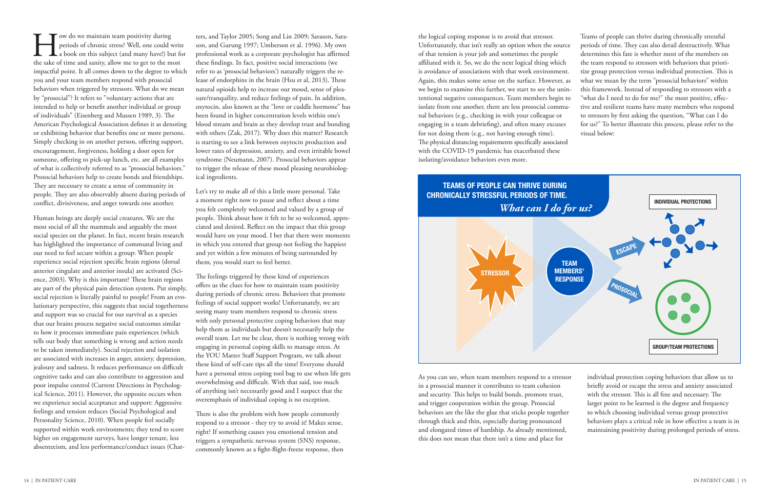How do we maintain team positivity during periods of chronic stress? Well, one could write a book on this subject (and many have!) but for the sake of time and sanity, allow me to get to the most impactful point. It all comes down to the degree to which you and your team members respond with prosocial behaviors when triggered by stressors. What do we mean by "prosocial"? It refers to "voluntary actions that are intended to help or benefit another individual or group of individuals" (Eisenberg and Mussen 1989, 3). The American Psychological Association defines it as denoting or exhibiting behavior that benefits one or more persons. Simply checking in on another person, offering support, encouragement, forgiveness, holding a door open for someone, offering to pick-up lunch, etc. are all examples of what is collectively referred to as "prosocial behaviors." Prosocial behaviors help to create bonds and friendships. They are necessary to create a sense of community in people. They are also observably absent during periods of conflict, divisiveness, and anger towards one another.

Human beings are deeply social creatures. We are the most social of all the mammals and arguably the most social species on the planet. In fact, recent brain research has highlighted the importance of communal living and our need to feel secure within a group: When people experience social rejection specific brain regions (dorsal anterior cingulate and anterior insula) are activated (Science, 2003). Why is this important? These brain regions are part of the physical pain detection system. Put simply, social rejection is literally painful to people! From an evolutionary perspective, this suggests that social togetherness and support was so crucial for our survival as a species that our brains process negative social outcomes similar to how it processes immediate pain experiences (which tells our body that something is wrong and action needs to be taken immediately). Social rejection and isolation are associated with increases in anger, anxiety, depression, jealousy and sadness. It reduces performance on difficult cognitive tasks and can also contribute to aggression and poor impulse control (Current Directions in Psychological Science, 2011). However, the opposite occurs when we experience social acceptance and support: Aggressive feelings and tension reduces (Social Psychological and Personality Science, 2010). When people feel socially supported within work environments; they tend to score higher on engagement surveys, have longer tenure, less absenteeism, and less performance/conduct issues (Chatters, and Taylor 2005; Song and Lin 2009; Sarason, Sarason, and Gurung 1997; Umberson et al. 1996). My own professional work as a corporate psychologist has affirmed these findings. In fact, positive social interactions (we refer to as 'prosocial behaviors') naturally triggers the release of endorphins in the brain (Hsu et al, 2013). These natural opioids help to increase our mood, sense of pleasure/tranquility, and reduce feelings of pain. In addition, oxytocin, also known as the "love or cuddle hormone" has been found in higher concentration levels within one's blood stream and brain as they develop trust and bonding with others (Zak, 2017). Why does this matter? Research is starting to see a link between oxytocin production and lower rates of depression, anxiety, and even irritable bowel syndrome (Neumann, 2007). Prosocial behaviors appear to trigger the release of these mood pleasing neurobiological ingredients.

Let's try to make all of this a little more personal. Take a moment right now to pause and reflect about a time you felt completely welcomed and valued by a group of people. Think about how it felt to be so welcomed, appreciated and desired. Reflect on the impact that this group would have on your mood. I bet that there were moments in which you entered that group not feeling the happiest and yet within a few minutes of being surrounded by them, you would start to feel better.

The feelings triggered by these kind of experiences offers us the clues for how to maintain team positivity during periods of chronic stress. Behaviors that promote feelings of social support works! Unfortunately, we are seeing many team members respond to chronic stress with only personal protective coping behaviors that may help them as individuals but doesn't necessarily help the overall team. Let me be clear, there is nothing wrong with engaging in personal coping skills to manage stress. At the YOU Matter Staff Support Program, we talk about these kind of self-care tips all the time! Everyone should have a personal stress coping tool bag to use when life gets overwhelming and difficult. With that said, too much of anything isn't necessarily good and I suspect that the overemphasis of individual coping is no exception.

There is also the problem with how people commonly respond to a stressor - they try to avoid it! Makes sense, right? If something causes you emotional tension and triggers a sympathetic nervous system (SNS) response, commonly known as a fight-flight-freeze response, then the logical coping response is to avoid that stressor. Unfortunately, that isn't really an option when the source of that tension is your job and sometimes the people affiliated with it. So, we do the next logical thing which is avoidance of associations with that work environment. Again, this makes some sense on the surface. However, as we begin to examine this further, we start to see the unintentional negative consequences. Team members begin to isolate from one another, there are less prosocial communal behaviors (e.g., checking in with your colleague or engaging in a team debriefing), and often many excuses for not doing them (e.g., not having enough time). The physical distancing requirements specifically associated with the COVID-19 pandemic has exacerbated these isolating/avoidance behaviors even more.

Teams of people can thrive during chronically stressful periods of time. They can also derail destructively. What determines this fate is whether most of the members on the team respond to stressors with behaviors that prioritize group protection versus individual protection. This is what we mean by the term "prosocial behaviors" within this framework. Instead of responding to stressors with a "what do I need to do for me?" the most positive, effective and resilient teams have many members who respond to stressors by first asking the question, "What can I do for us?" To better illustrate this process, please refer to the visual below:

**TEAMS OF PEOPLE CAN THRIVE DURING CHRONICALLY STRESSFUL PERIODS OF TIME.**
*What can I do for us?*

STRESSOR → TEAM MEMBERS' RESPONSE → ESCAPE → INDIVIDUAL PROTECTIONS; PROSOCIAL → GROUP/TEAM PROTECTIONS

As you can see, when team members respond to a stressor in a prosocial manner it contributes to team cohesion and security. This helps to build bonds, promote trust, and trigger cooperation within the group. Prosocial behaviors are the like the glue that sticks people together through thick and thin, especially during pronounced and elongated times of hardship. As already mentioned, this does not mean that there isn't a time and place for individual protection coping behaviors that allow us to briefly avoid or escape the stress and anxiety associated with the stressor. This is all fine and necessary. The larger point to be learned is the degree and frequency to which choosing individual versus group protective behaviors plays a critical role in how effective a team is in maintaining positivity during prolonged periods of stress.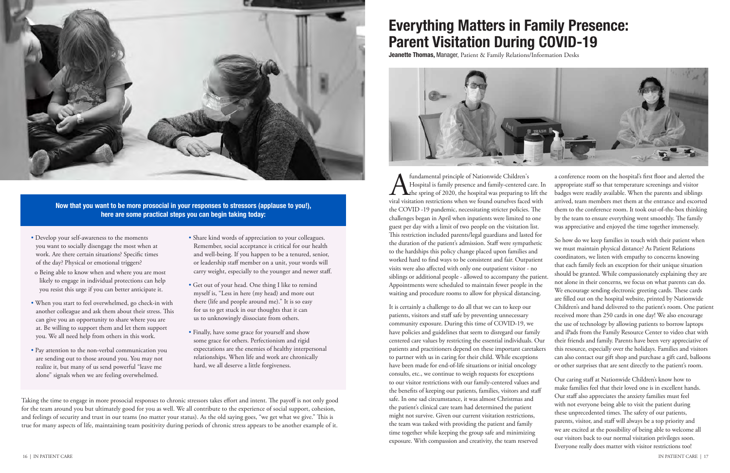**Now that you want to be more prosocial in your responses to stressors (applause to you!), here are some practical steps you can begin taking today:**

- Develop your self-awareness to the moments you want to socially disengage the most when at work. Are there certain situations? Specific times of the day? Physical or emotional triggers?
  - o Being able to know when and where you are most likely to engage in individual protections can help you resist this urge if you can better anticipate it.
- When you start to feel overwhelmed, go check-in with another colleague and ask them about their stress. This can give you an opportunity to share where you are at. Be willing to support them and let them support you. We all need help from others in this work.
- Pay attention to the non-verbal communication you are sending out to those around you. You may not realize it, but many of us send powerful "leave me alone" signals when we are feeling overwhelmed.
- Share kind words of appreciation to your colleagues. Remember, social acceptance is critical for our health and well-being. If you happen to be a tenured, senior, or leadership staff member on a unit, your words will carry weight, especially to the younger and newer staff.
- Get out of your head. One thing I like to remind myself is, "Less in here (my head) and more out there (life and people around me)." It is so easy for us to get stuck in our thoughts that it can us to unknowingly dissociate from others.
- Finally, have some grace for yourself and show some grace for others. Perfectionism and rigid expectations are the enemies of healthy interpersonal relationships. When life and work are chronically hard, we all deserve a little forgiveness.

Taking the time to engage in more prosocial responses to chronic stressors takes effort and intent. The payoff is not only good for the team around you but ultimately good for you as well. We all contribute to the experience of social support, cohesion, and feelings of security and trust in our teams (no matter your status). As the old saying goes, "we get what we give." This is true for many aspects of life, maintaining team positivity during periods of chronic stress appears to be another example of it.

# Everything Matters in Family Presence: Parent Visitation During COVID-19

**Jeanette Thomas,** Manager, Patient & Family Relations/Information Desks

A fundamental principle of Nationwide Children's Hospital is family presence and family-centered care. In the spring of 2020, the hospital was preparing to lift the viral visitation restrictions when we found ourselves faced with the COVID -19 pandemic, necessitating stricter policies. The challenges began in April when inpatients were limited to one guest per day with a limit of two people on the visitation list. This restriction included parents/legal guardians and lasted for the duration of the patient's admission. Staff were sympathetic to the hardships this policy change placed upon families and worked hard to find ways to be consistent and fair. Outpatient visits were also affected with only one outpatient visitor - no siblings or additional people - allowed to accompany the patient. Appointments were scheduled to maintain fewer people in the waiting and procedure rooms to allow for physical distancing.

It is certainly a challenge to do all that we can to keep our patients, visitors and staff safe by preventing unnecessary community exposure. During this time of COVID-19, we have policies and guidelines that seem to disregard our family centered care values by restricting the essential individuals. Our patients and practitioners depend on these important caretakers to partner with us in caring for their child. While exceptions have been made for end-of-life situations or initial oncology consults, etc., we continue to weigh requests for exceptions to our visitor restrictions with our family-centered values and the benefits of keeping our patients, families, visitors and staff safe. In one sad circumstance, it was almost Christmas and the patient's clinical care team had determined the patient might not survive. Given our current visitation restrictions, the team was tasked with providing the patient and family time together while keeping the group safe and minimizing exposure. With compassion and creativity, the team reserved a conference room on the hospital's first floor and alerted the appropriate staff so that temperature screenings and visitor badges were readily available. When the parents and siblings arrived, team members met them at the entrance and escorted them to the conference room. It took out-of-the-box thinking by the team to ensure everything went smoothly. The family was appreciative and enjoyed the time together immensely.

So how do we keep families in touch with their patient when we must maintain physical distance? As Patient Relations coordinators, we listen with empathy to concerns knowing that each family feels an exception for their unique situation should be granted. While compassionately explaining they are not alone in their concerns, we focus on what parents can do. We encourage sending electronic greeting cards. These cards are filled out on the hospital website, printed by Nationwide Children's and hand delivered to the patient's room. One patient received more than 250 cards in one day! We also encourage the use of technology by allowing patients to borrow laptops and iPads from the Family Resource Center to video chat with their friends and family. Parents have been very appreciative of this resource, especially over the holidays. Families and visitors can also contact our gift shop and purchase a gift card, balloons or other surprises that are sent directly to the patient's room.

Our caring staff at Nationwide Children's know how to make families feel that their loved one is in excellent hands. Our staff also appreciates the anxiety families must feel with not everyone being able to visit the patient during these unprecedented times. The safety of our patients, parents, visitor, and staff will always be a top priority and we are excited at the possibility of being able to welcome all our visitors back to our normal visitation privileges soon. Everyone really does matter with visitor restrictions too!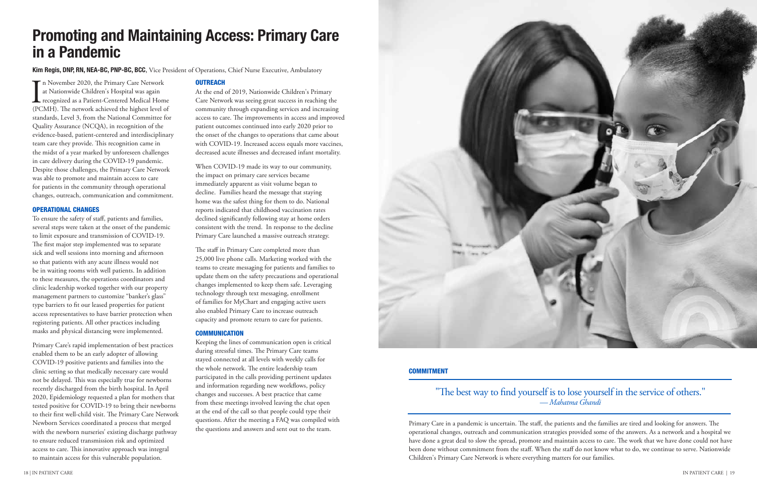# Promoting and Maintaining Access: Primary Care in a Pandemic

**Kim Regis, DNP, RN, NEA-BC, PNP-BC, BCC**, Vice President of Operations, Chief Nurse Executive, Ambulatory

In November 2020, the Primary Care Network at Nationwide Children's Hospital was again recognized as a Patient-Centered Medical Home (PCMH). The network achieved the highest level of standards, Level 3, from the National Committee for Quality Assurance (NCQA), in recognition of the evidence-based, patient-centered and interdisciplinary team care they provide. This recognition came in the midst of a year marked by unforeseen challenges in care delivery during the COVID-19 pandemic. Despite those challenges, the Primary Care Network was able to promote and maintain access to care for patients in the community through operational changes, outreach, communication and commitment.

## OPERATIONAL CHANGES

To ensure the safety of staff, patients and families, several steps were taken at the onset of the pandemic to limit exposure and transmission of COVID-19. The first major step implemented was to separate sick and well sessions into morning and afternoon so that patients with any acute illness would not be in waiting rooms with well patients. In addition to these measures, the operations coordinators and clinic leadership worked together with our property management partners to customize "banker's glass" type barriers to fit our leased properties for patient access representatives to have barrier protection when registering patients. All other practices including masks and physical distancing were implemented.

Primary Care's rapid implementation of best practices enabled them to be an early adopter of allowing COVID-19 positive patients and families into the clinic setting so that medically necessary care would not be delayed. This was especially true for newborns recently discharged from the birth hospital. In April 2020, Epidemiology requested a plan for mothers that tested positive for COVID-19 to bring their newborns to their first well-child visit. The Primary Care Network Newborn Services coordinated a process that merged with the newborn nurseries' existing discharge pathway to ensure reduced transmission risk and optimized access to care. This innovative approach was integral to maintain access for this vulnerable population.

## OUTREACH

At the end of 2019, Nationwide Children's Primary Care Network was seeing great success in reaching the community through expanding services and increasing access to care. The improvements in access and improved patient outcomes continued into early 2020 prior to the onset of the changes to operations that came about with COVID-19. Increased access equals more vaccines, decreased acute illnesses and decreased infant mortality.

When COVID-19 made its way to our community, the impact on primary care services became immediately apparent as visit volume began to decline. Families heard the message that staying home was the safest thing for them to do. National reports indicated that childhood vaccination rates declined significantly following stay at home orders consistent with the trend. In response to the decline Primary Care launched a massive outreach strategy.

The staff in Primary Care completed more than 25,000 live phone calls. Marketing worked with the teams to create messaging for patients and families to update them on the safety precautions and operational changes implemented to keep them safe. Leveraging technology through text messaging, enrollment of families for MyChart and engaging active users also enabled Primary Care to increase outreach capacity and promote return to care for patients.

## COMMUNICATION

Keeping the lines of communication open is critical during stressful times. The Primary Care teams stayed connected at all levels with weekly calls for the whole network. The entire leadership team participated in the calls providing pertinent updates and information regarding new workflows, policy changes and successes. A best practice that came from these meetings involved leaving the chat open at the end of the call so that people could type their questions. After the meeting a FAQ was compiled with the questions and answers and sent out to the team.

## COMMITMENT

"The best way to find yourself is to lose yourself in the service of others."
*— Mahatma Ghandi*

Primary Care in a pandemic is uncertain. The staff, the patients and the families are tired and looking for answers. The operational changes, outreach and communication strategies provided some of the answers. As a network and a hospital we have done a great deal to slow the spread, promote and maintain access to care. The work that we have done could not have been done without commitment from the staff. When the staff do not know what to do, we continue to serve. Nationwide Children's Primary Care Network is where everything matters for our families.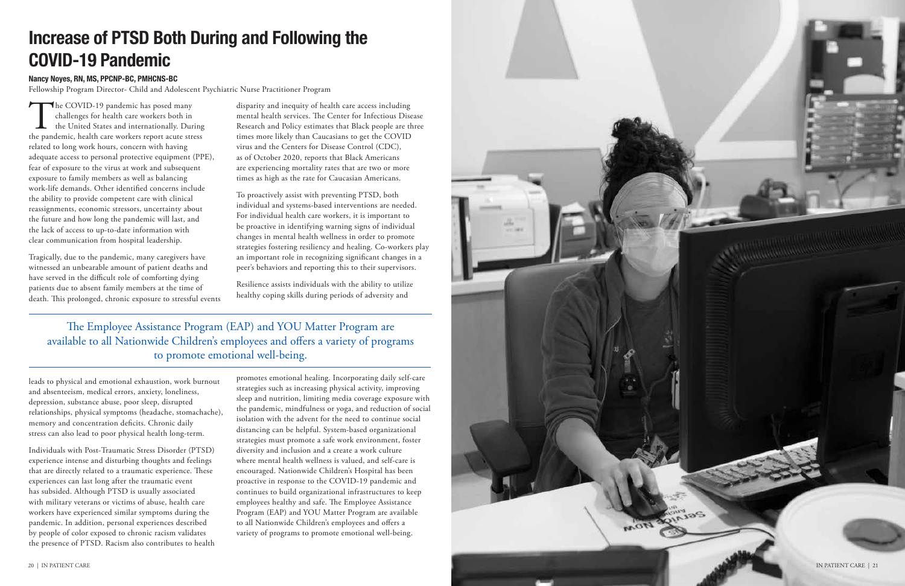# Increase of PTSD Both During and Following the COVID-19 Pandemic

**Nancy Noyes, RN, MS, PPCNP-BC, PMHCNS-BC**

Fellowship Program Director- Child and Adolescent Psychiatric Nurse Practitioner Program

The COVID-19 pandemic has posed many challenges for health care workers both in the United States and internationally. During the pandemic, health care workers report acute stress related to long work hours, concern with having adequate access to personal protective equipment (PPE), fear of exposure to the virus at work and subsequent exposure to family members as well as balancing work-life demands. Other identified concerns include the ability to provide competent care with clinical reassignments, economic stressors, uncertainty about the future and how long the pandemic will last, and the lack of access to up-to-date information with clear communication from hospital leadership.

Tragically, due to the pandemic, many caregivers have witnessed an unbearable amount of patient deaths and have served in the difficult role of comforting dying patients due to absent family members at the time of death. This prolonged, chronic exposure to stressful events leads to physical and emotional exhaustion, work burnout and absenteeism, medical errors, anxiety, loneliness, depression, substance abuse, poor sleep, disrupted relationships, physical symptoms (headache, stomachache), memory and concentration deficits. Chronic daily stress can also lead to poor physical health long-term.

Individuals with Post-Traumatic Stress Disorder (PTSD) experience intense and disturbing thoughts and feelings that are directly related to a traumatic experience. These experiences can last long after the traumatic event has subsided. Although PTSD is usually associated with military veterans or victims of abuse, health care workers have experienced similar symptoms during the pandemic. In addition, personal experiences described by people of color exposed to chronic racism validates the presence of PTSD. Racism also contributes to health disparity and inequity of health care access including mental health services. The Center for Infectious Disease Research and Policy estimates that Black people are three times more likely than Caucasians to get the COVID virus and the Centers for Disease Control (CDC), as of October 2020, reports that Black Americans are experiencing mortality rates that are two or more times as high as the rate for Caucasian Americans.

To proactively assist with preventing PTSD, both individual and systems-based interventions are needed. For individual health care workers, it is important to be proactive in identifying warning signs of individual changes in mental health wellness in order to promote strategies fostering resiliency and healing. Co-workers play an important role in recognizing significant changes in a peer's behaviors and reporting this to their supervisors.

Resilience assists individuals with the ability to utilize healthy coping skills during periods of adversity and promotes emotional healing. Incorporating daily self-care strategies such as increasing physical activity, improving sleep and nutrition, limiting media coverage exposure with the pandemic, mindfulness or yoga, and reduction of social isolation with the advent for the need to continue social distancing can be helpful. System-based organizational strategies must promote a safe work environment, foster diversity and inclusion and a create a work culture where mental health wellness is valued, and self-care is encouraged. Nationwide Children's Hospital has been proactive in response to the COVID-19 pandemic and continues to build organizational infrastructures to keep employees healthy and safe. The Employee Assistance Program (EAP) and YOU Matter Program are available to all Nationwide Children's employees and offers a variety of programs to promote emotional well-being.

> The Employee Assistance Program (EAP) and YOU Matter Program are available to all Nationwide Children's employees and offers a variety of programs to promote emotional well-being.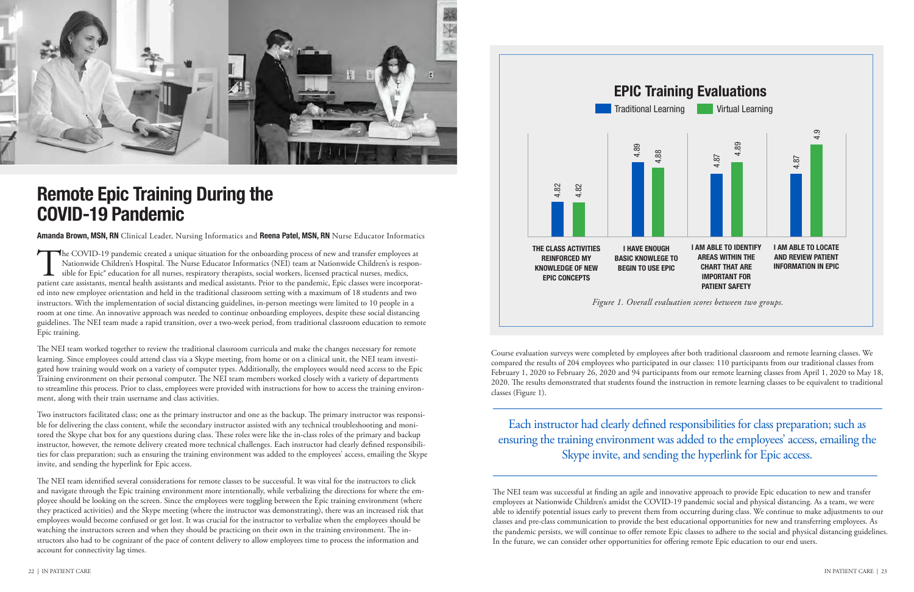# Remote Epic Training During the COVID-19 Pandemic

**Amanda Brown, MSN, RN** Clinical Leader, Nursing Informatics and **Reena Patel, MSN, RN** Nurse Educator Informatics

The COVID-19 pandemic created a unique situation for the onboarding process of new and transfer employees at Nationwide Children's Hospital. The Nurse Educator Informatics (NEI) team at Nationwide Children's is responsible for Epic® education for all nurses, respiratory therapists, social workers, licensed practical nurses, medics, patient care assistants, mental health assistants and medical assistants. Prior to the pandemic, Epic classes were incorporated into new employee orientation and held in the traditional classroom setting with a maximum of 18 students and two instructors. With the implementation of social distancing guidelines, in-person meetings were limited to 10 people in a room at one time. An innovative approach was needed to continue onboarding employees, despite these social distancing guidelines. The NEI team made a rapid transition, over a two-week period, from traditional classroom education to remote Epic training.

The NEI team worked together to review the traditional classroom curricula and make the changes necessary for remote learning. Since employees could attend class via a Skype meeting, from home or on a clinical unit, the NEI team investigated how training would work on a variety of computer types. Additionally, the employees would need access to the Epic Training environment on their personal computer. The NEI team members worked closely with a variety of departments to streamline this process. Prior to class, employees were provided with instructions for how to access the training environment, along with their train username and class activities.

Two instructors facilitated class; one as the primary instructor and one as the backup. The primary instructor was responsible for delivering the class content, while the secondary instructor assisted with any technical troubleshooting and monitored the Skype chat box for any questions during class. These roles were like the in-class roles of the primary and backup instructor, however, the remote delivery created more technical challenges. Each instructor had clearly defined responsibilities for class preparation; such as ensuring the training environment was added to the employees' access, emailing the Skype invite, and sending the hyperlink for Epic access.

The NEI team identified several considerations for remote classes to be successful. It was vital for the instructors to click and navigate through the Epic training environment more intentionally, while verbalizing the directions for where the employee should be looking on the screen. Since the employees were toggling between the Epic training environment (where they practiced activities) and the Skype meeting (where the instructor was demonstrating), there was an increased risk that employees would become confused or get lost. It was crucial for the instructor to verbalize when the employees should be watching the instructors screen and when they should be practicing on their own in the training environment. The instructors also had to be cognizant of the pace of content delivery to allow employees time to process the information and account for connectivity lag times.

## EPIC Training Evaluations

| Item | Traditional Learning | Virtual Learning |
| --- | --- | --- |
| The class activities reinforced my knowledge of new Epic concepts | 4.82 | 4.82 |
| I have enough basic knowlege to begin to use Epic | 4.89 | 4.88 |
| I am able to identify areas within the chart that are important for patient safety | 4.87 | 4.89 |
| I am able to locate and review patient information in Epic | 4.87 | 4.9 |

*Figure 1. Overall evaluation scores between two groups.*

Course evaluation surveys were completed by employees after both traditional classroom and remote learning classes. We compared the results of 204 employees who participated in our classes: 110 participants from our traditional classes from February 1, 2020 to February 26, 2020 and 94 participants from our remote learning classes from April 1, 2020 to May 18, 2020. The results demonstrated that students found the instruction in remote learning classes to be equivalent to traditional classes (Figure 1).

> Each instructor had clearly defined responsibilities for class preparation; such as ensuring the training environment was added to the employees' access, emailing the Skype invite, and sending the hyperlink for Epic access.

The NEI team was successful at finding an agile and innovative approach to provide Epic education to new and transfer employees at Nationwide Children's amidst the COVID-19 pandemic social and physical distancing. As a team, we were able to identify potential issues early to prevent them from occurring during class. We continue to make adjustments to our classes and pre-class communication to provide the best educational opportunities for new and transferring employees. As the pandemic persists, we will continue to offer remote Epic classes to adhere to the social and physical distancing guidelines. In the future, we can consider other opportunities for offering remote Epic education to our end users.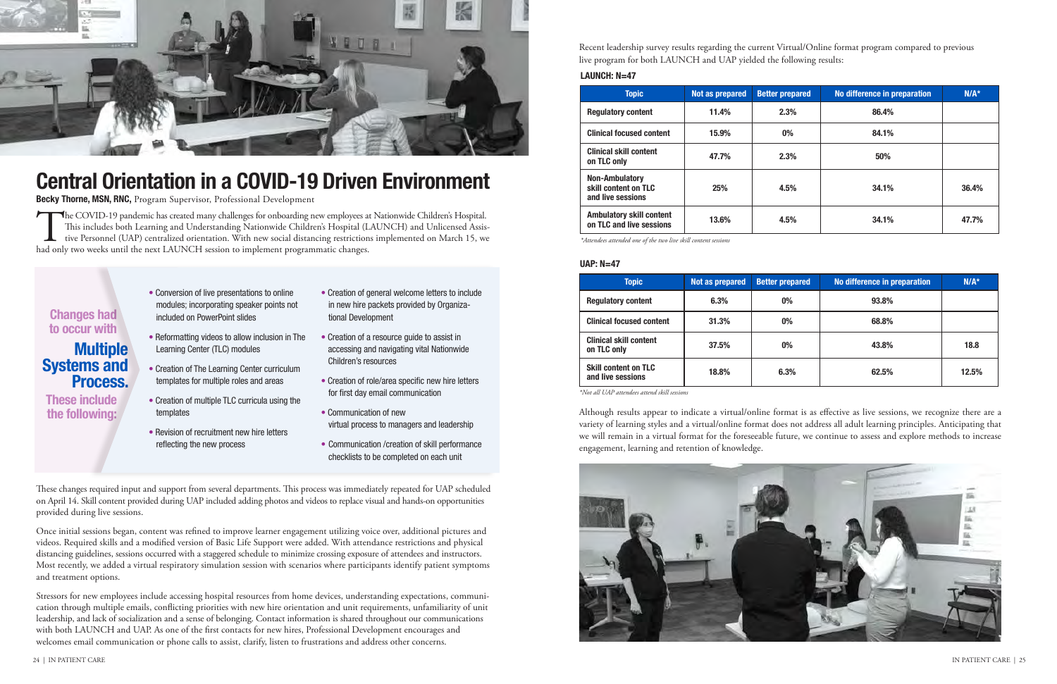# Central Orientation in a COVID-19 Driven Environment

**Becky Thorne, MSN, RNC,** Program Supervisor, Professional Development

The COVID-19 pandemic has created many challenges for onboarding new employees at Nationwide Children's Hospital. This includes both Learning and Understanding Nationwide Children's Hospital (LAUNCH) and Unlicensed Assistive Personnel (UAP) centralized orientation. With new social distancing restrictions implemented on March 15, we had only two weeks until the next LAUNCH session to implement programmatic changes.

**Changes had to occur with Multiple Systems and Process. These include the following:**

- Conversion of live presentations to online modules; incorporating speaker points not included on PowerPoint slides
- Reformatting videos to allow inclusion in The Learning Center (TLC) modules
- Creation of The Learning Center curriculum templates for multiple roles and areas
- Creation of multiple TLC curricula using the templates
- Revision of recruitment new hire letters reflecting the new process
- Creation of general welcome letters to include in new hire packets provided by Organizational Development
- Creation of a resource guide to assist in accessing and navigating vital Nationwide Children's resources
- Creation of role/area specific new hire letters for first day email communication
- Communication of new virtual process to managers and leadership
- Communication /creation of skill performance checklists to be completed on each unit

These changes required input and support from several departments. This process was immediately repeated for UAP scheduled on April 14. Skill content provided during UAP included adding photos and videos to replace visual and hands-on opportunities provided during live sessions.

Once initial sessions began, content was refined to improve learner engagement utilizing voice over, additional pictures and videos. Required skills and a modified version of Basic Life Support were added. With attendance restrictions and physical distancing guidelines, sessions occurred with a staggered schedule to minimize crossing exposure of attendees and instructors. Most recently, we added a virtual respiratory simulation session with scenarios where participants identify patient symptoms and treatment options.

Stressors for new employees include accessing hospital resources from home devices, understanding expectations, communication through multiple emails, conflicting priorities with new hire orientation and unit requirements, unfamiliarity of unit leadership, and lack of socialization and a sense of belonging. Contact information is shared throughout our communications with both LAUNCH and UAP. As one of the first contacts for new hires, Professional Development encourages and welcomes email communication or phone calls to assist, clarify, listen to frustrations and address other concerns.

Recent leadership survey results regarding the current Virtual/Online format program compared to previous live program for both LAUNCH and UAP yielded the following results:

**LAUNCH: N=47**

| Topic | Not as prepared | Better prepared | No difference in preparation | N/A* |
|---|---|---|---|---|
| Regulatory content | 11.4% | 2.3% | 86.4% | |
| Clinical focused content | 15.9% | 0% | 84.1% | |
| Clinical skill content on TLC only | 47.7% | 2.3% | 50% | |
| Non-Ambulatory skill content on TLC and live sessions | 25% | 4.5% | 34.1% | 36.4% |
| Ambulatory skill content on TLC and live sessions | 13.6% | 4.5% | 34.1% | 47.7% |

*\*Attendees attended one of the two live skill content sessions*

**UAP: N=47**

| Topic | Not as prepared | Better prepared | No difference in preparation | N/A* |
|---|---|---|---|---|
| Regulatory content | 6.3% | 0% | 93.8% | |
| Clinical focused content | 31.3% | 0% | 68.8% | |
| Clinical skill content on TLC only | 37.5% | 0% | 43.8% | 18.8 |
| Skill content on TLC and live sessions | 18.8% | 6.3% | 62.5% | 12.5% |

*\*Not all UAP attendees attend skill sessions*

Although results appear to indicate a virtual/online format is as effective as live sessions, we recognize there are a variety of learning styles and a virtual/online format does not address all adult learning principles. Anticipating that we will remain in a virtual format for the foreseeable future, we continue to assess and explore methods to increase engagement, learning and retention of knowledge.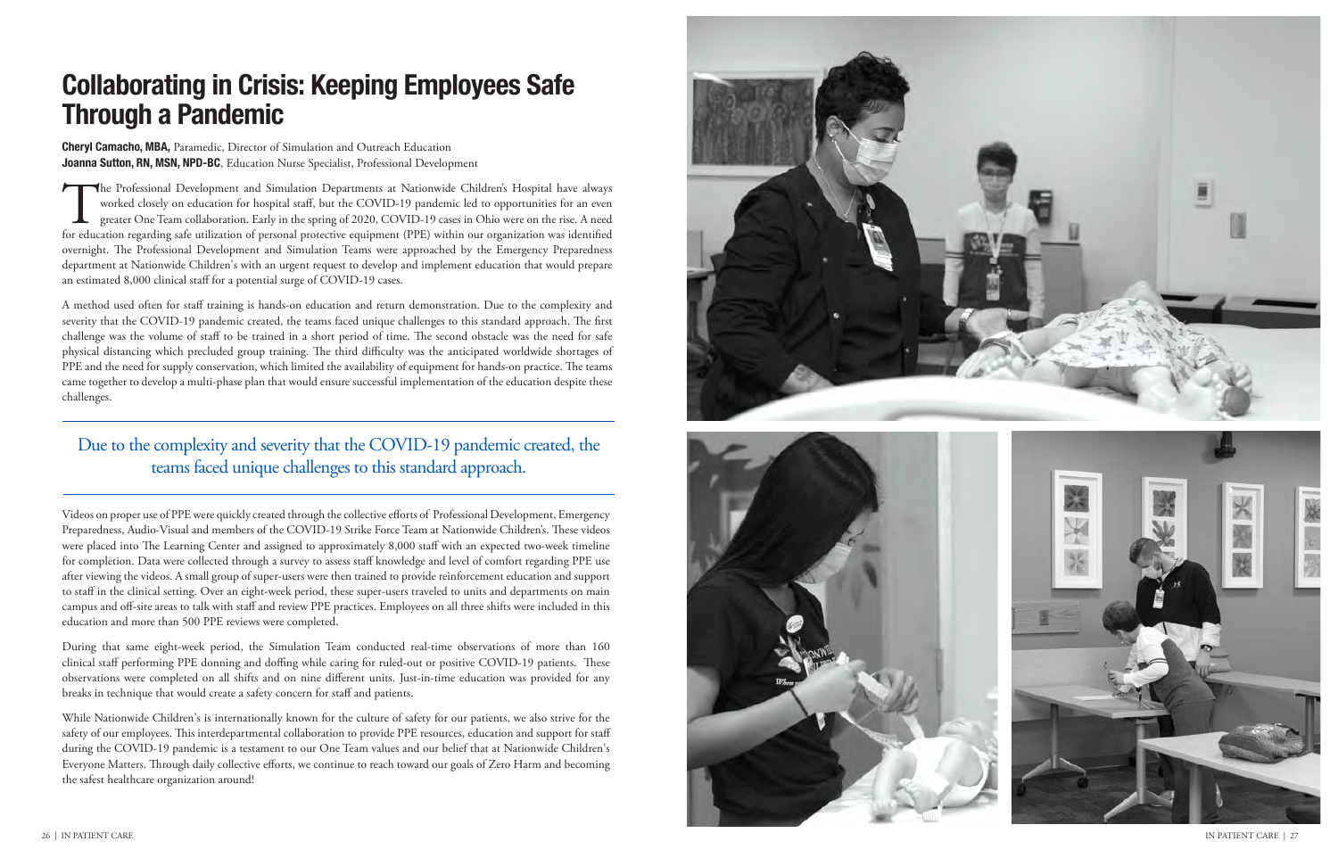# Collaborating in Crisis: Keeping Employees Safe Through a Pandemic

**Cheryl Camacho, MBA,** Paramedic, Director of Simulation and Outreach Education
**Joanna Sutton, RN, MSN, NPD-BC**, Education Nurse Specialist, Professional Development

The Professional Development and Simulation Departments at Nationwide Children's Hospital have always worked closely on education for hospital staff, but the COVID-19 pandemic led to opportunities for an even greater One Team collaboration. Early in the spring of 2020, COVID-19 cases in Ohio were on the rise. A need for education regarding safe utilization of personal protective equipment (PPE) within our organization was identified overnight. The Professional Development and Simulation Teams were approached by the Emergency Preparedness department at Nationwide Children's with an urgent request to develop and implement education that would prepare an estimated 8,000 clinical staff for a potential surge of COVID-19 cases.

A method used often for staff training is hands-on education and return demonstration. Due to the complexity and severity that the COVID-19 pandemic created, the teams faced unique challenges to this standard approach. The first challenge was the volume of staff to be trained in a short period of time. The second obstacle was the need for safe physical distancing which precluded group training. The third difficulty was the anticipated worldwide shortages of PPE and the need for supply conservation, which limited the availability of equipment for hands-on practice. The teams came together to develop a multi-phase plan that would ensure successful implementation of the education despite these challenges.

> Due to the complexity and severity that the COVID-19 pandemic created, the teams faced unique challenges to this standard approach.

Videos on proper use of PPE were quickly created through the collective efforts of Professional Development, Emergency Preparedness, Audio-Visual and members of the COVID-19 Strike Force Team at Nationwide Children's. These videos were placed into The Learning Center and assigned to approximately 8,000 staff with an expected two-week timeline for completion. Data were collected through a survey to assess staff knowledge and level of comfort regarding PPE use after viewing the videos. A small group of super-users were then trained to provide reinforcement education and support to staff in the clinical setting. Over an eight-week period, these super-users traveled to units and departments on main campus and off-site areas to talk with staff and review PPE practices. Employees on all three shifts were included in this education and more than 500 PPE reviews were completed.

During that same eight-week period, the Simulation Team conducted real-time observations of more than 160 clinical staff performing PPE donning and doffing while caring for ruled-out or positive COVID-19 patients. These observations were completed on all shifts and on nine different units. Just-in-time education was provided for any breaks in technique that would create a safety concern for staff and patients.

While Nationwide Children's is internationally known for the culture of safety for our patients, we also strive for the safety of our employees. This interdepartmental collaboration to provide PPE resources, education and support for staff during the COVID-19 pandemic is a testament to our One Team values and our belief that at Nationwide Children's Everyone Matters. Through daily collective efforts, we continue to reach toward our goals of Zero Harm and becoming the safest healthcare organization around!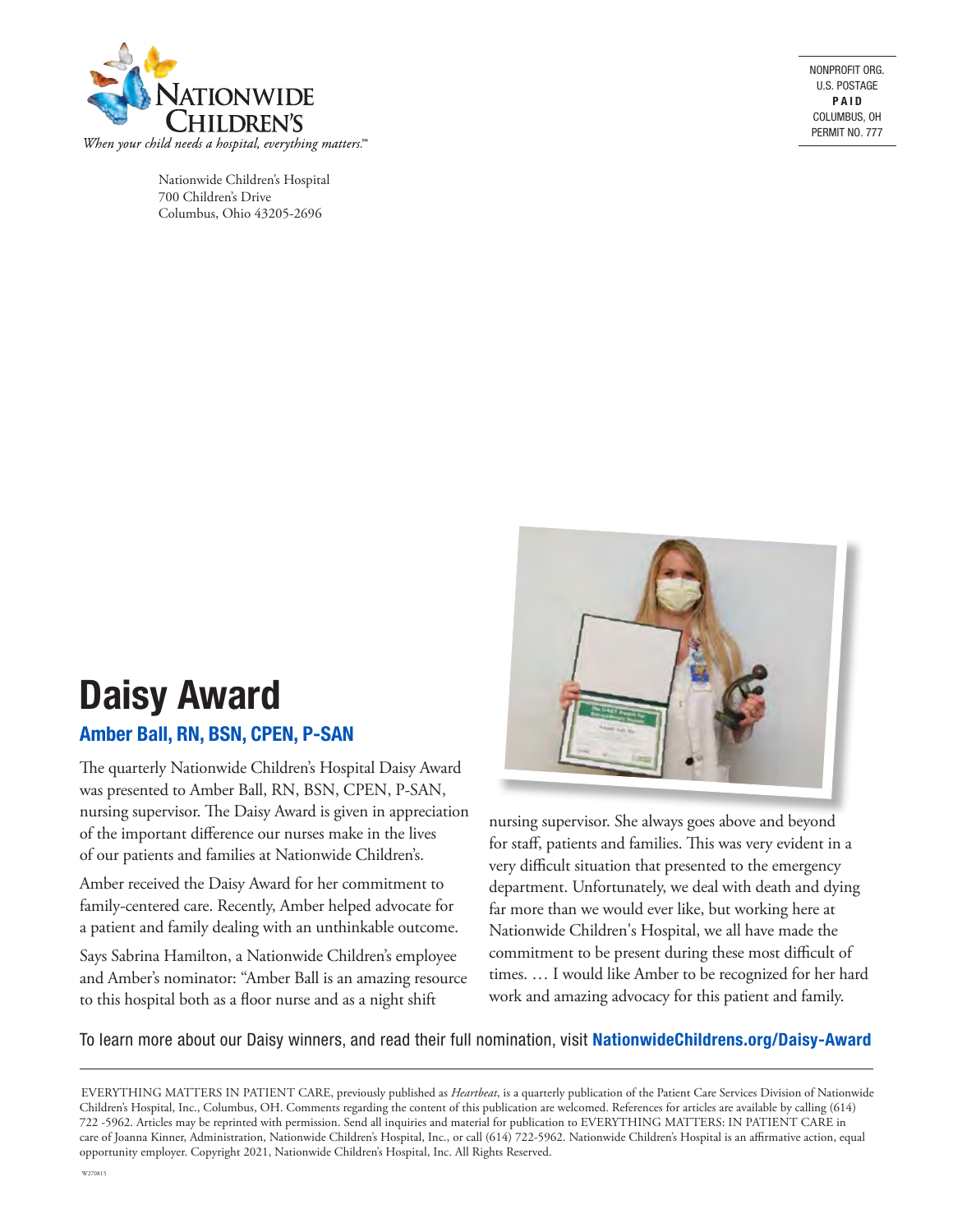Nationwide Children's

*When your child needs a hospital, everything matters.*℠

Nationwide Children's Hospital
700 Children's Drive
Columbus, Ohio 43205-2696

NONPROFIT ORG.
U.S. POSTAGE
**PAID**
COLUMBUS, OH
PERMIT NO. 777

# Daisy Award

## Amber Ball, RN, BSN, CPEN, P-SAN

The quarterly Nationwide Children's Hospital Daisy Award was presented to Amber Ball, RN, BSN, CPEN, P-SAN, nursing supervisor. The Daisy Award is given in appreciation of the important difference our nurses make in the lives of our patients and families at Nationwide Children's.

Amber received the Daisy Award for her commitment to family-centered care. Recently, Amber helped advocate for a patient and family dealing with an unthinkable outcome.

Says Sabrina Hamilton, a Nationwide Children's employee and Amber's nominator: "Amber Ball is an amazing resource to this hospital both as a floor nurse and as a night shift nursing supervisor. She always goes above and beyond for staff, patients and families. This was very evident in a very difficult situation that presented to the emergency department. Unfortunately, we deal with death and dying far more than we would ever like, but working here at Nationwide Children's Hospital, we all have made the commitment to be present during these most difficult of times. … I would like Amber to be recognized for her hard work and amazing advocacy for this patient and family.

To learn more about our Daisy winners, and read their full nomination, visit **NationwideChildrens.org/Daisy-Award**

EVERYTHING MATTERS IN PATIENT CARE, previously published as *Heartbeat*, is a quarterly publication of the Patient Care Services Division of Nationwide Children's Hospital, Inc., Columbus, OH. Comments regarding the content of this publication are welcomed. References for articles are available by calling (614) 722 -5962. Articles may be reprinted with permission. Send all inquiries and material for publication to EVERYTHING MATTERS: IN PATIENT CARE in care of Joanna Kinner, Administration, Nationwide Children's Hospital, Inc., or call (614) 722-5962. Nationwide Children's Hospital is an affirmative action, equal opportunity employer. Copyright 2021, Nationwide Children's Hospital, Inc. All Rights Reserved.

W270815